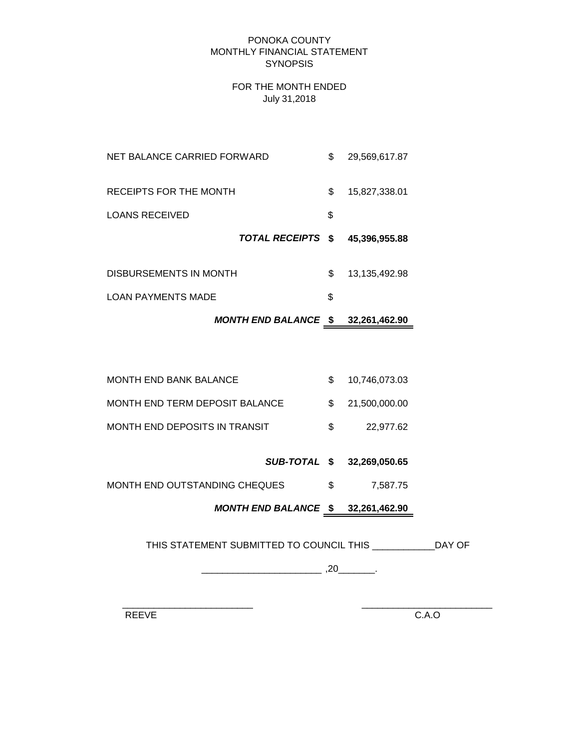PONOKA COUNTY
MONTHLY FINANCIAL STATEMENT
SYNOPSIS

FOR THE MONTH ENDED
July 31,2018

| | | |
|---|---|---|
| NET BALANCE CARRIED FORWARD | $ | 29,569,617.87 |
| RECEIPTS FOR THE MONTH | $ | 15,827,338.01 |
| LOANS RECEIVED | $ | |
| ***TOTAL RECEIPTS*** | **$** | **45,396,955.88** |
| DISBURSEMENTS IN MONTH | $ | 13,135,492.98 |
| LOAN PAYMENTS MADE | $ | |
| ***MONTH END BALANCE*** | **$** | **32,261,462.90** |

| | | |
|---|---|---|
| MONTH END BANK BALANCE | $ | 10,746,073.03 |
| MONTH END TERM DEPOSIT BALANCE | $ | 21,500,000.00 |
| MONTH END DEPOSITS IN TRANSIT | $ | 22,977.62 |
| ***SUB-TOTAL*** | **$** | **32,269,050.65** |
| MONTH END OUTSTANDING CHEQUES | $ | 7,587.75 |
| ***MONTH END BALANCE*** | **$** | **32,261,462.90** |

THIS STATEMENT SUBMITTED TO COUNCIL THIS ___________DAY OF

_____________________ ,20_______.

_________________________ &nbsp;&nbsp;&nbsp;&nbsp;&nbsp;&nbsp;&nbsp;&nbsp; _________________________

REEVE &nbsp;&nbsp;&nbsp;&nbsp;&nbsp;&nbsp;&nbsp;&nbsp;&nbsp;&nbsp;&nbsp;&nbsp;&nbsp;&nbsp;&nbsp;&nbsp;&nbsp;&nbsp;&nbsp;&nbsp;&nbsp;&nbsp;&nbsp;&nbsp;&nbsp;&nbsp;&nbsp;&nbsp;&nbsp;&nbsp; C.A.O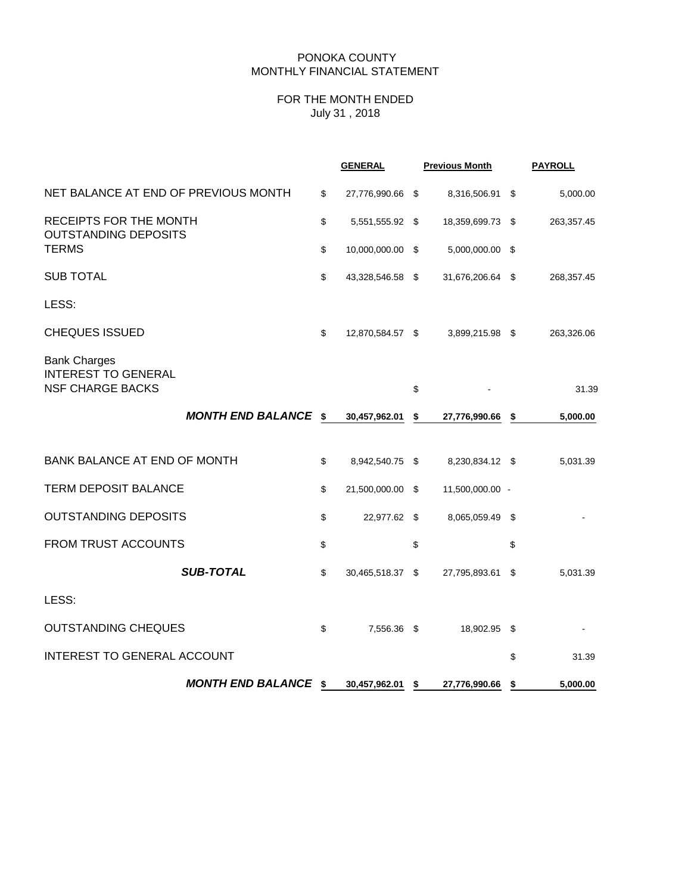PONOKA COUNTY
MONTHLY FINANCIAL STATEMENT

FOR THE MONTH ENDED
July 31 , 2018

| | GENERAL | Previous Month | PAYROLL |
|---|---|---|---|
| NET BALANCE AT END OF PREVIOUS MONTH | $ 27,776,990.66 | $ 8,316,506.91 | $ 5,000.00 |
| RECEIPTS FOR THE MONTH | $ 5,551,555.92 | $ 18,359,699.73 | $ 263,357.45 |
| OUTSTANDING DEPOSITS | | | |
| TERMS | $ 10,000,000.00 | $ 5,000,000.00 | $ |
| SUB TOTAL | $ 43,328,546.58 | $ 31,676,206.64 | $ 268,357.45 |
| LESS: | | | |
| CHEQUES ISSUED | $ 12,870,584.57 | $ 3,899,215.98 | $ 263,326.06 |
| Bank Charges | | | |
| INTEREST TO GENERAL | | | |
| NSF CHARGE BACKS | | $ - | 31.39 |
| ***MONTH END BALANCE*** | **$ 30,457,962.01** | **$ 27,776,990.66** | **$ 5,000.00** |
| BANK BALANCE AT END OF MONTH | $ 8,942,540.75 | $ 8,230,834.12 | $ 5,031.39 |
| TERM DEPOSIT BALANCE | $ 21,500,000.00 | $ 11,500,000.00 | - |
| OUTSTANDING DEPOSITS | $ 22,977.62 | $ 8,065,059.49 | $ - |
| FROM TRUST ACCOUNTS | $ | $ | $ |
| ***SUB-TOTAL*** | $ 30,465,518.37 | $ 27,795,893.61 | $ 5,031.39 |
| LESS: | | | |
| OUTSTANDING CHEQUES | $ 7,556.36 | $ 18,902.95 | $ - |
| INTEREST TO GENERAL ACCOUNT | | | $ 31.39 |
| ***MONTH END BALANCE*** | **$ 30,457,962.01** | **$ 27,776,990.66** | **$ 5,000.00** |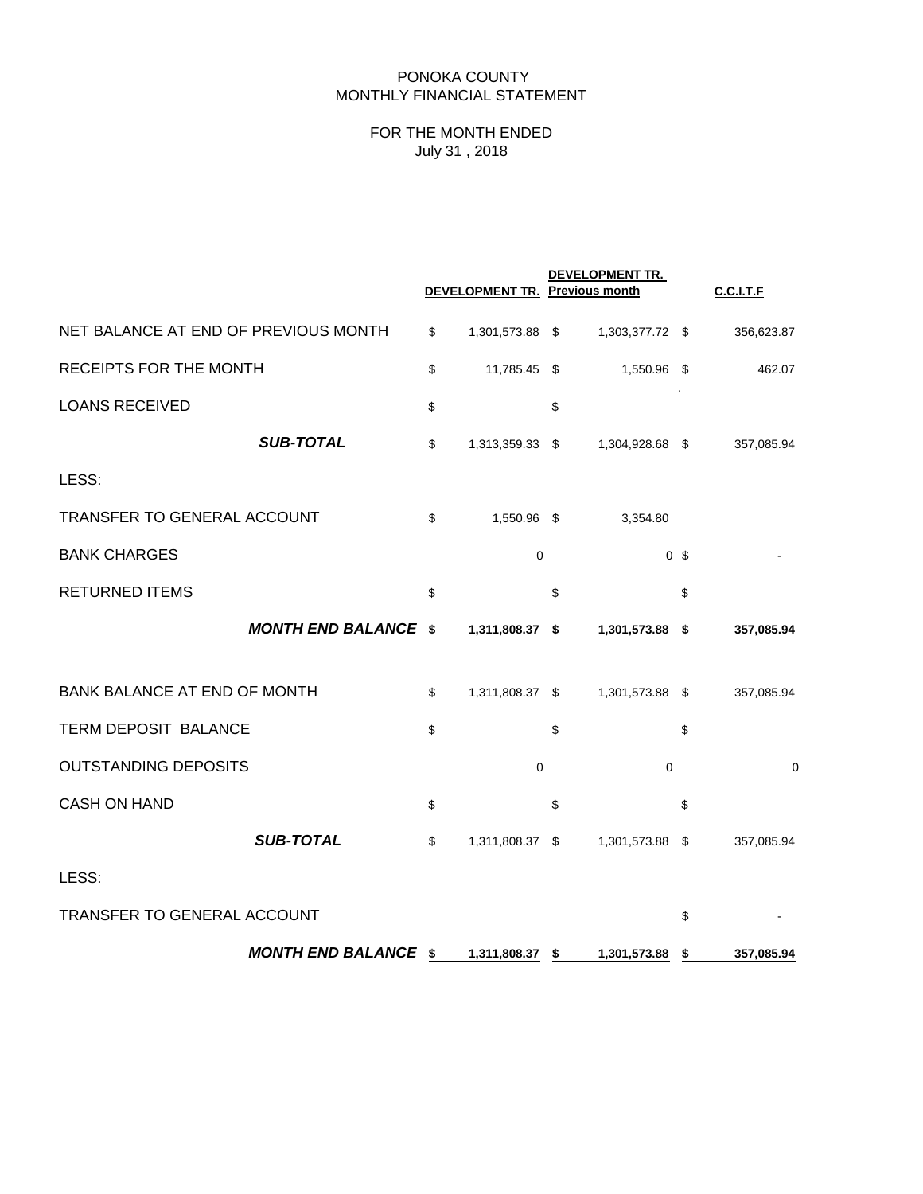PONOKA COUNTY
MONTHLY FINANCIAL STATEMENT

FOR THE MONTH ENDED
July 31 , 2018

| | DEVELOPMENT TR. | DEVELOPMENT TR. Previous month | C.C.I.T.F |
|---|---|---|---|
| NET BALANCE AT END OF PREVIOUS MONTH | $ 1,301,573.88 | $ 1,303,377.72 | $ 356,623.87 |
| RECEIPTS FOR THE MONTH | $ 11,785.45 | $ 1,550.96 | $ 462.07 |
| LOANS RECEIVED | $ | $ | |
| ***SUB-TOTAL*** | $ 1,313,359.33 | $ 1,304,928.68 | $ 357,085.94 |
| LESS: | | | |
| TRANSFER TO GENERAL ACCOUNT | $ 1,550.96 | $ 3,354.80 | |
| BANK CHARGES | 0 | 0 | $ - |
| RETURNED ITEMS | $ | $ | $ |
| ***MONTH END BALANCE*** | **$ 1,311,808.37** | **$ 1,301,573.88** | **$ 357,085.94** |
| | | | |
| BANK BALANCE AT END OF MONTH | $ 1,311,808.37 | $ 1,301,573.88 | $ 357,085.94 |
| TERM DEPOSIT BALANCE | $ | $ | $ |
| OUTSTANDING DEPOSITS | 0 | 0 | 0 |
| CASH ON HAND | $ | $ | $ |
| ***SUB-TOTAL*** | $ 1,311,808.37 | $ 1,301,573.88 | $ 357,085.94 |
| LESS: | | | |
| TRANSFER TO GENERAL ACCOUNT | | | $ - |
| ***MONTH END BALANCE*** | **$ 1,311,808.37** | **$ 1,301,573.88** | **$ 357,085.94** |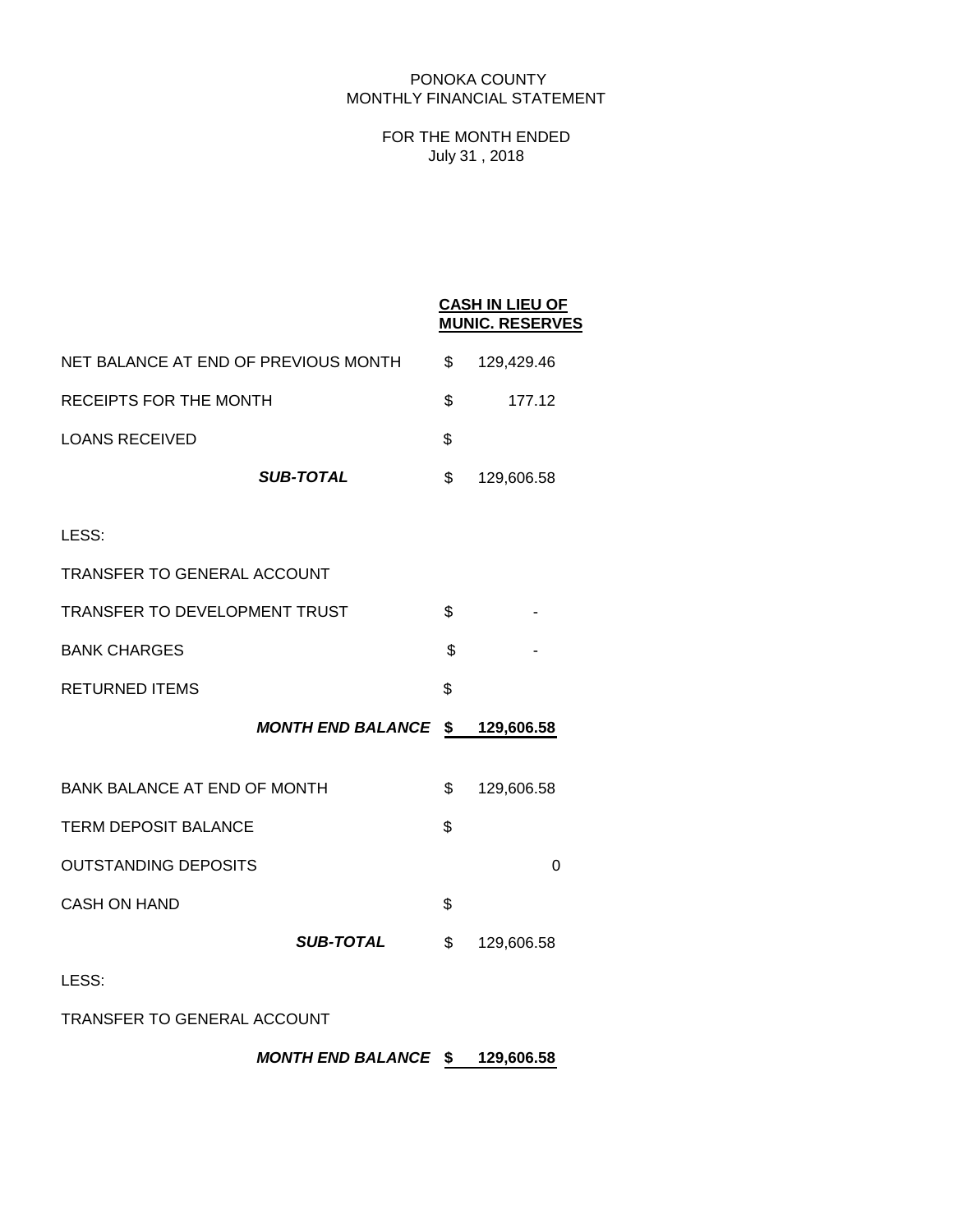PONOKA COUNTY
MONTHLY FINANCIAL STATEMENT

FOR THE MONTH ENDED
July 31 , 2018

| | | CASH IN LIEU OF MUNIC. RESERVES |
|---|---|---|
| NET BALANCE AT END OF PREVIOUS MONTH | $ | 129,429.46 |
| RECEIPTS FOR THE MONTH | $ | 177.12 |
| LOANS RECEIVED | $ | |
| ***SUB-TOTAL*** | $ | 129,606.58 |
| LESS: | | |
| TRANSFER TO GENERAL ACCOUNT | | |
| TRANSFER TO DEVELOPMENT TRUST | $ | - |
| BANK CHARGES | $ | - |
| RETURNED ITEMS | $ | |
| ***MONTH END BALANCE*** | **$** | **129,606.58** |
| BANK BALANCE AT END OF MONTH | $ | 129,606.58 |
| TERM DEPOSIT BALANCE | $ | |
| OUTSTANDING DEPOSITS | | 0 |
| CASH ON HAND | $ | |
| ***SUB-TOTAL*** | $ | 129,606.58 |
| LESS: | | |
| TRANSFER TO GENERAL ACCOUNT | | |
| ***MONTH END BALANCE*** | **$** | **129,606.58** |